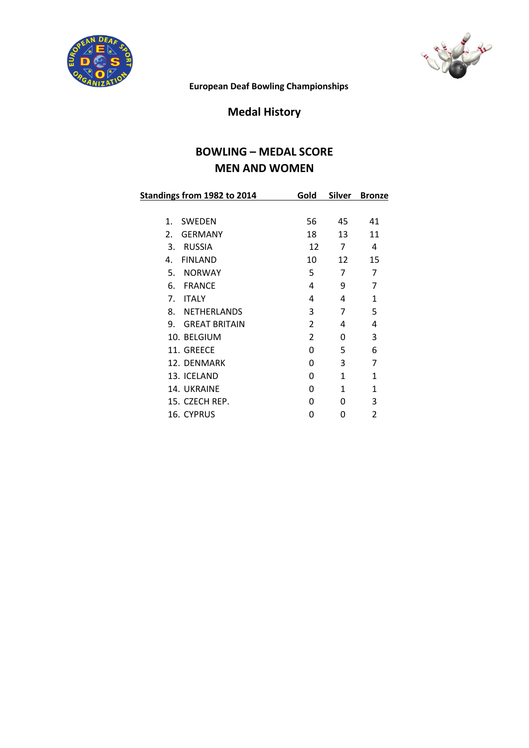**European Deaf Bowling Championships**

## Medal History

## BOWLING – MEDAL SCORE
## MEN AND WOMEN

| Standings from 1982 to 2014 | Gold | Silver | Bronze |
|---|---|---|---|
| 1. SWEDEN | 56 | 45 | 41 |
| 2. GERMANY | 18 | 13 | 11 |
| 3. RUSSIA | 12 | 7 | 4 |
| 4. FINLAND | 10 | 12 | 15 |
| 5. NORWAY | 5 | 7 | 7 |
| 6. FRANCE | 4 | 9 | 7 |
| 7. ITALY | 4 | 4 | 1 |
| 8. NETHERLANDS | 3 | 7 | 5 |
| 9. GREAT BRITAIN | 2 | 4 | 4 |
| 10. BELGIUM | 2 | 0 | 3 |
| 11. GREECE | 0 | 5 | 6 |
| 12. DENMARK | 0 | 3 | 7 |
| 13. ICELAND | 0 | 1 | 1 |
| 14. UKRAINE | 0 | 1 | 1 |
| 15. CZECH REP. | 0 | 0 | 3 |
| 16. CYPRUS | 0 | 0 | 2 |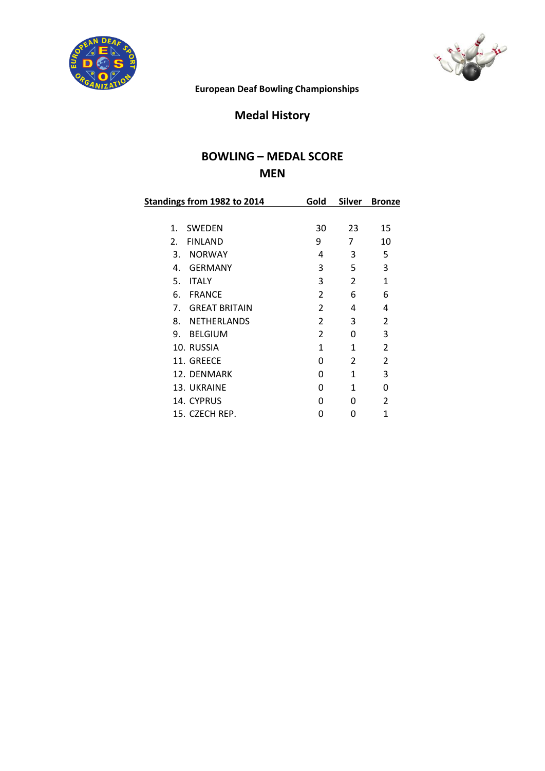**European Deaf Bowling Championships**

## Medal History

## BOWLING – MEDAL SCORE
## MEN

| Standings from 1982 to 2014 | Gold | Silver | Bronze |
|---|---|---|---|
| 1. SWEDEN | 30 | 23 | 15 |
| 2. FINLAND | 9 | 7 | 10 |
| 3. NORWAY | 4 | 3 | 5 |
| 4. GERMANY | 3 | 5 | 3 |
| 5. ITALY | 3 | 2 | 1 |
| 6. FRANCE | 2 | 6 | 6 |
| 7. GREAT BRITAIN | 2 | 4 | 4 |
| 8. NETHERLANDS | 2 | 3 | 2 |
| 9. BELGIUM | 2 | 0 | 3 |
| 10. RUSSIA | 1 | 1 | 2 |
| 11. GREECE | 0 | 2 | 2 |
| 12. DENMARK | 0 | 1 | 3 |
| 13. UKRAINE | 0 | 1 | 0 |
| 14. CYPRUS | 0 | 0 | 2 |
| 15. CZECH REP. | 0 | 0 | 1 |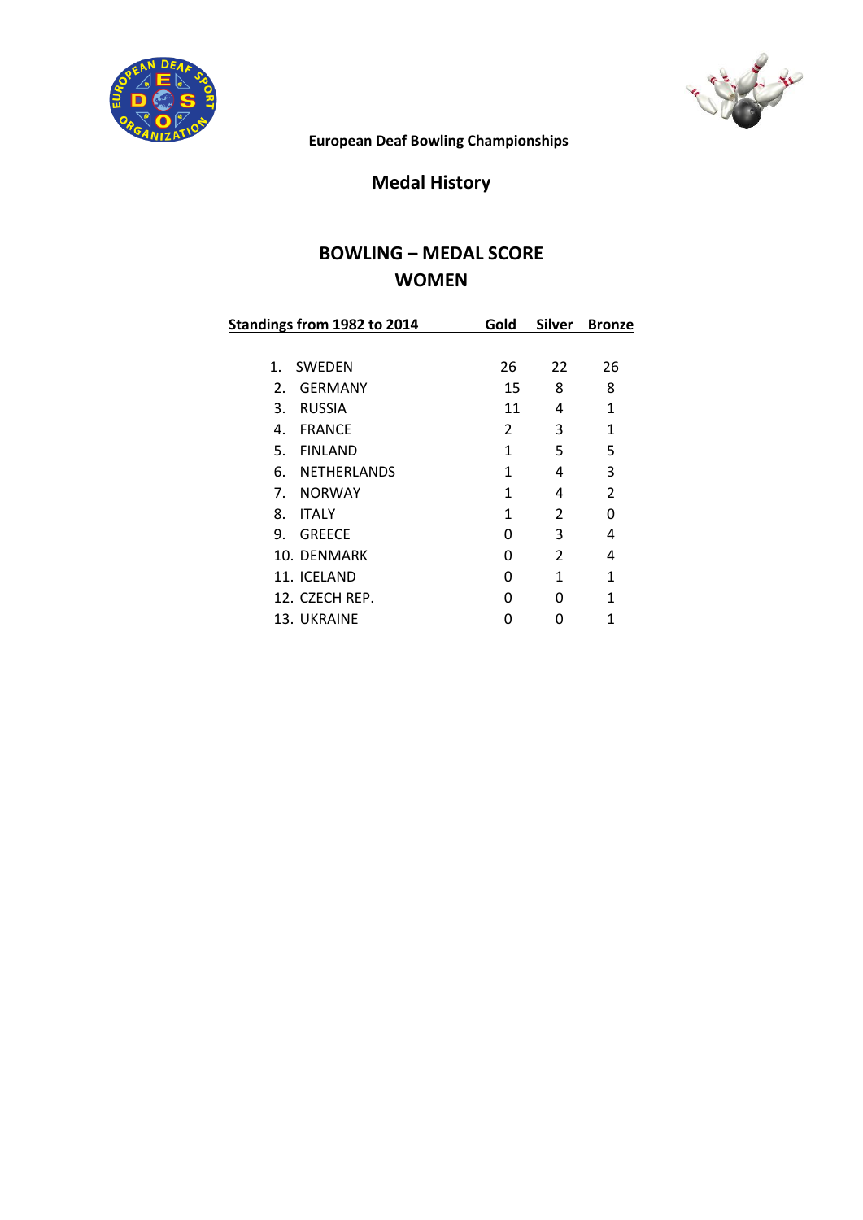**European Deaf Bowling Championships**

## Medal History

# BOWLING – MEDAL SCORE
# WOMEN

| Standings from 1982 to 2014 | Gold | Silver | Bronze |
|---|---|---|---|
| 1. SWEDEN | 26 | 22 | 26 |
| 2. GERMANY | 15 | 8 | 8 |
| 3. RUSSIA | 11 | 4 | 1 |
| 4. FRANCE | 2 | 3 | 1 |
| 5. FINLAND | 1 | 5 | 5 |
| 6. NETHERLANDS | 1 | 4 | 3 |
| 7. NORWAY | 1 | 4 | 2 |
| 8. ITALY | 1 | 2 | 0 |
| 9. GREECE | 0 | 3 | 4 |
| 10. DENMARK | 0 | 2 | 4 |
| 11. ICELAND | 0 | 1 | 1 |
| 12. CZECH REP. | 0 | 0 | 1 |
| 13. UKRAINE | 0 | 0 | 1 |